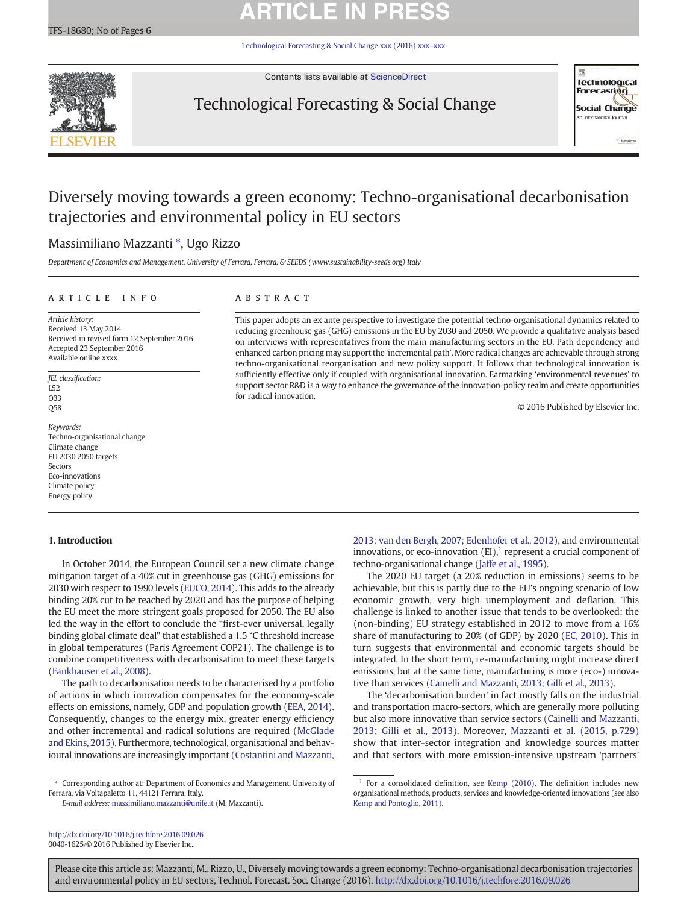# Diversely moving towards a green economy: Techno-organisational decarbonisation trajectories and environmental policy in EU sectors

Massimiliano Mazzanti *, Ugo Rizzo

*Department of Economics and Management, University of Ferrara, Ferrara, & SEEDS (www.sustainability-seeds.org) Italy*

## ARTICLE INFO

*Article history:*
Received 13 May 2014
Received in revised form 12 September 2016
Accepted 23 September 2016
Available online xxxx

*JEL classification:*
L52
O33
Q58

*Keywords:*
Techno-organisational change
Climate change
EU 2030 2050 targets
Sectors
Eco-innovations
Climate policy
Energy policy

## ABSTRACT

This paper adopts an ex ante perspective to investigate the potential techno-organisational dynamics related to reducing greenhouse gas (GHG) emissions in the EU by 2030 and 2050. We provide a qualitative analysis based on interviews with representatives from the main manufacturing sectors in the EU. Path dependency and enhanced carbon pricing may support the 'incremental path'. More radical changes are achievable through strong techno-organisational reorganisation and new policy support. It follows that technological innovation is sufficiently effective only if coupled with organisational innovation. Earmarking 'environmental revenues' to support sector R&D is a way to enhance the governance of the innovation-policy realm and create opportunities for radical innovation.

© 2016 Published by Elsevier Inc.

## 1. Introduction

In October 2014, the European Council set a new climate change mitigation target of a 40% cut in greenhouse gas (GHG) emissions for 2030 with respect to 1990 levels (EUCO, 2014). This adds to the already binding 20% cut to be reached by 2020 and has the purpose of helping the EU meet the more stringent goals proposed for 2050. The EU also led the way in the effort to conclude the "first-ever universal, legally binding global climate deal" that established a 1.5 °C threshold increase in global temperatures (Paris Agreement COP21). The challenge is to combine competitiveness with decarbonisation to meet these targets (Fankhauser et al., 2008).

The path to decarbonisation needs to be characterised by a portfolio of actions in which innovation compensates for the economy-scale effects on emissions, namely, GDP and population growth (EEA, 2014). Consequently, changes to the energy mix, greater energy efficiency and other incremental and radical solutions are required (McGlade and Ekins, 2015). Furthermore, technological, organisational and behavioural innovations are increasingly important (Costantini and Mazzanti, 2013; van den Bergh, 2007; Edenhofer et al., 2012), and environmental innovations, or eco-innovation (EI),[1] represent a crucial component of techno-organisational change (Jaffe et al., 1995).

The 2020 EU target (a 20% reduction in emissions) seems to be achievable, but this is partly due to the EU's ongoing scenario of low economic growth, very high unemployment and deflation. This challenge is linked to another issue that tends to be overlooked: the (non-binding) EU strategy established in 2012 to move from a 16% share of manufacturing to 20% (of GDP) by 2020 (EC, 2010). This in turn suggests that environmental and economic targets should be integrated. In the short term, re-manufacturing might increase direct emissions, but at the same time, manufacturing is more (eco-) innovative than services (Cainelli and Mazzanti, 2013; Gilli et al., 2013).

The 'decarbonisation burden' in fact mostly falls on the industrial and transportation macro-sectors, which are generally more polluting but also more innovative than service sectors (Cainelli and Mazzanti, 2013; Gilli et al., 2013). Moreover, Mazzanti et al. (2015, p.729) show that inter-sector integration and knowledge sources matter and that sectors with more emission-intensive upstream 'partners'

---

* Corresponding author at: Department of Economics and Management, University of Ferrara, via Voltapaletto 11, 44121 Ferrara, Italy.
*E-mail address:* massimiliano.mazzanti@unife.it (M. Mazzanti).

[1] For a consolidated definition, see Kemp (2010). The definition includes new organisational methods, products, services and knowledge-oriented innovations (see also Kemp and Pontoglio, 2011).

http://dx.doi.org/10.1016/j.techfore.2016.09.026
0040-1625/© 2016 Published by Elsevier Inc.

Please cite this article as: Mazzanti, M., Rizzo, U., Diversely moving towards a green economy: Techno-organisational decarbonisation trajectories and environmental policy in EU sectors, Technol. Forecast. Soc. Change (2016), http://dx.doi.org/10.1016/j.techfore.2016.09.026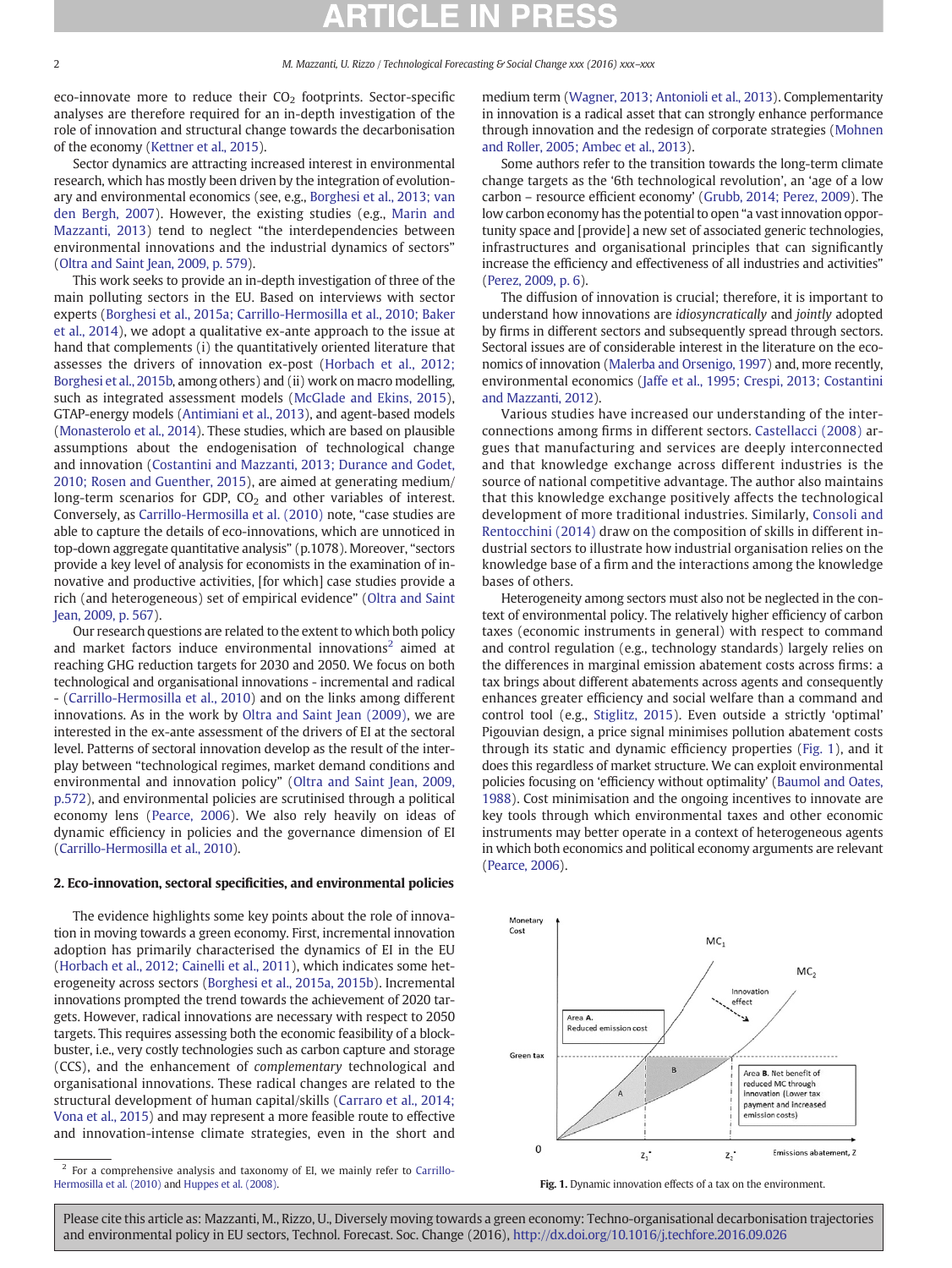eco-innovate more to reduce their $CO_2$ footprints. Sector-specific analyses are therefore required for an in-depth investigation of the role of innovation and structural change towards the decarbonisation of the economy (Kettner et al., 2015).

Sector dynamics are attracting increased interest in environmental research, which has mostly been driven by the integration of evolutionary and environmental economics (see, e.g., Borghesi et al., 2013; van den Bergh, 2007). However, the existing studies (e.g., Marin and Mazzanti, 2013) tend to neglect "the interdependencies between environmental innovations and the industrial dynamics of sectors" (Oltra and Saint Jean, 2009, p. 579).

This work seeks to provide an in-depth investigation of three of the main polluting sectors in the EU. Based on interviews with sector experts (Borghesi et al., 2015a; Carrillo-Hermosilla et al., 2010; Baker et al., 2014), we adopt a qualitative ex-ante approach to the issue at hand that complements (i) the quantitatively oriented literature that assesses the drivers of innovation ex-post (Horbach et al., 2012; Borghesi et al., 2015b, among others) and (ii) work on macro modelling, such as integrated assessment models (McGlade and Ekins, 2015), GTAP-energy models (Antimiani et al., 2013), and agent-based models (Monasterolo et al., 2014). These studies, which are based on plausible assumptions about the endogenisation of technological change and innovation (Costantini and Mazzanti, 2013; Durance and Godet, 2010; Rosen and Guenther, 2015), are aimed at generating medium/long-term scenarios for GDP, $CO_2$ and other variables of interest. Conversely, as Carrillo-Hermosilla et al. (2010) note, "case studies are able to capture the details of eco-innovations, which are unnoticed in top-down aggregate quantitative analysis" (p.1078). Moreover, "sectors provide a key level of analysis for economists in the examination of innovative and productive activities, [for which] case studies provide a rich (and heterogeneous) set of empirical evidence" (Oltra and Saint Jean, 2009, p. 567).

Our research questions are related to the extent to which both policy and market factors induce environmental innovations[2] aimed at reaching GHG reduction targets for 2030 and 2050. We focus on both technological and organisational innovations - incremental and radical - (Carrillo-Hermosilla et al., 2010) and on the links among different innovations. As in the work by Oltra and Saint Jean (2009), we are interested in the ex-ante assessment of the drivers of EI at the sectoral level. Patterns of sectoral innovation develop as the result of the interplay between "technological regimes, market demand conditions and environmental and innovation policy" (Oltra and Saint Jean, 2009, p.572), and environmental policies are scrutinised through a political economy lens (Pearce, 2006). We also rely heavily on ideas of dynamic efficiency in policies and the governance dimension of EI (Carrillo-Hermosilla et al., 2010).

## 2. Eco-innovation, sectoral specificities, and environmental policies

The evidence highlights some key points about the role of innovation in moving towards a green economy. First, incremental innovation adoption has primarily characterised the dynamics of EI in the EU (Horbach et al., 2012; Cainelli et al., 2011), which indicates some heterogeneity across sectors (Borghesi et al., 2015a, 2015b). Incremental innovations prompted the trend towards the achievement of 2020 targets. However, radical innovations are necessary with respect to 2050 targets. This requires assessing both the economic feasibility of a blockbuster, i.e., very costly technologies such as carbon capture and storage (CCS), and the enhancement of *complementary* technological and organisational innovations. These radical changes are related to the structural development of human capital/skills (Carraro et al., 2014; Vona et al., 2015) and may represent a more feasible route to effective and innovation-intense climate strategies, even in the short and medium term (Wagner, 2013; Antonioli et al., 2013). Complementarity in innovation is a radical asset that can strongly enhance performance through innovation and the redesign of corporate strategies (Mohnen and Roller, 2005; Ambec et al., 2013).

Some authors refer to the transition towards the long-term climate change targets as the '6th technological revolution', an 'age of a low carbon – resource efficient economy' (Grubb, 2014; Perez, 2009). The low carbon economy has the potential to open "a vast innovation opportunity space and [provide] a new set of associated generic technologies, infrastructures and organisational principles that can significantly increase the efficiency and effectiveness of all industries and activities" (Perez, 2009, p. 6).

The diffusion of innovation is crucial; therefore, it is important to understand how innovations are *idiosyncratically* and *jointly* adopted by firms in different sectors and subsequently spread through sectors. Sectoral issues are of considerable interest in the literature on the economics of innovation (Malerba and Orsenigo, 1997) and, more recently, environmental economics (Jaffe et al., 1995; Crespi, 2013; Costantini and Mazzanti, 2012).

Various studies have increased our understanding of the interconnections among firms in different sectors. Castellacci (2008) argues that manufacturing and services are deeply interconnected and that knowledge exchange across different industries is the source of national competitive advantage. The author also maintains that this knowledge exchange positively affects the technological development of more traditional industries. Similarly, Consoli and Rentocchini (2014) draw on the composition of skills in different industrial sectors to illustrate how industrial organisation relies on the knowledge base of a firm and the interactions among the knowledge bases of others.

Heterogeneity among sectors must also not be neglected in the context of environmental policy. The relatively higher efficiency of carbon taxes (economic instruments in general) with respect to command and control regulation (e.g., technology standards) largely relies on the differences in marginal emission abatement costs across firms: a tax brings about different abatements across agents and consequently enhances greater efficiency and social welfare than a command and control tool (e.g., Stiglitz, 2015). Even outside a strictly 'optimal' Pigouvian design, a price signal minimises pollution abatement costs through its static and dynamic efficiency properties (Fig. 1), and it does this regardless of market structure. We can exploit environmental policies focusing on 'efficiency without optimality' (Baumol and Oates, 1988). Cost minimisation and the ongoing incentives to innovate are key tools through which environmental taxes and other economic instruments may better operate in a context of heterogeneous agents in which both economics and political economy arguments are relevant (Pearce, 2006).

Fig. 1. Dynamic innovation effects of a tax on the environment.

[2] For a comprehensive analysis and taxonomy of EI, we mainly refer to Carrillo-Hermosilla et al. (2010) and Huppes et al. (2008).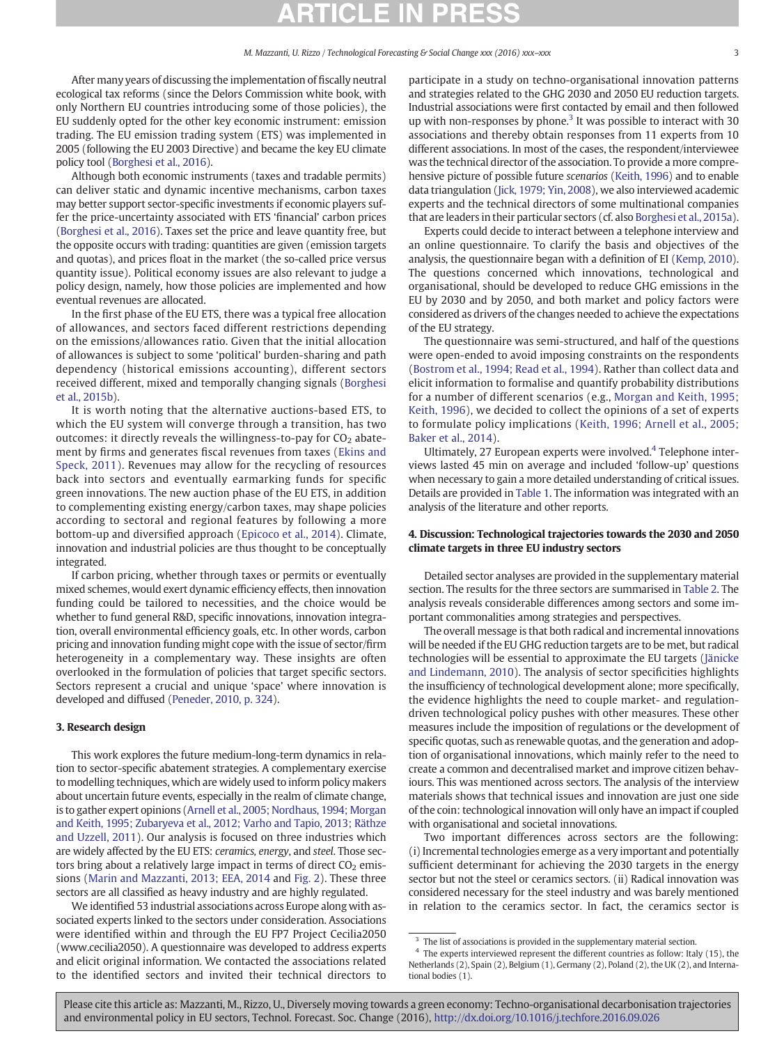After many years of discussing the implementation of fiscally neutral ecological tax reforms (since the Delors Commission white book, with only Northern EU countries introducing some of those policies), the EU suddenly opted for the other key economic instrument: emission trading. The EU emission trading system (ETS) was implemented in 2005 (following the EU 2003 Directive) and became the key EU climate policy tool (Borghesi et al., 2016).

Although both economic instruments (taxes and tradable permits) can deliver static and dynamic incentive mechanisms, carbon taxes may better support sector-specific investments if economic players suffer the price-uncertainty associated with ETS 'financial' carbon prices (Borghesi et al., 2016). Taxes set the price and leave quantity free, but the opposite occurs with trading: quantities are given (emission targets and quotas), and prices float in the market (the so-called price versus quantity issue). Political economy issues are also relevant to judge a policy design, namely, how those policies are implemented and how eventual revenues are allocated.

In the first phase of the EU ETS, there was a typical free allocation of allowances, and sectors faced different restrictions depending on the emissions/allowances ratio. Given that the initial allocation of allowances is subject to some 'political' burden-sharing and path dependency (historical emissions accounting), different sectors received different, mixed and temporally changing signals (Borghesi et al., 2015b).

It is worth noting that the alternative auctions-based ETS, to which the EU system will converge through a transition, has two outcomes: it directly reveals the willingness-to-pay for $CO_2$ abatement by firms and generates fiscal revenues from taxes (Ekins and Speck, 2011). Revenues may allow for the recycling of resources back into sectors and eventually earmarking funds for specific green innovations. The new auction phase of the EU ETS, in addition to complementing existing energy/carbon taxes, may shape policies according to sectoral and regional features by following a more bottom-up and diversified approach (Epicoco et al., 2014). Climate, innovation and industrial policies are thus thought to be conceptually integrated.

If carbon pricing, whether through taxes or permits or eventually mixed schemes, would exert dynamic efficiency effects, then innovation funding could be tailored to necessities, and the choice would be whether to fund general R&D, specific innovations, innovation integration, overall environmental efficiency goals, etc. In other words, carbon pricing and innovation funding might cope with the issue of sector/firm heterogeneity in a complementary way. These insights are often overlooked in the formulation of policies that target specific sectors. Sectors represent a crucial and unique 'space' where innovation is developed and diffused (Peneder, 2010, p. 324).

## 3. Research design

This work explores the future medium-long-term dynamics in relation to sector-specific abatement strategies. A complementary exercise to modelling techniques, which are widely used to inform policy makers about uncertain future events, especially in the realm of climate change, is to gather expert opinions (Arnell et al., 2005; Nordhaus, 1994; Morgan and Keith, 1995; Zubaryeva et al., 2012; Varho and Tapio, 2013; Räthze and Uzzell, 2011). Our analysis is focused on three industries which are widely affected by the EU ETS: *ceramics*, *energy*, and *steel*. Those sectors bring about a relatively large impact in terms of direct $CO_2$ emissions (Marin and Mazzanti, 2013; EEA, 2014 and Fig. 2). These three sectors are all classified as heavy industry and are highly regulated.

We identified 53 industrial associations across Europe along with associated experts linked to the sectors under consideration. Associations were identified within and through the EU FP7 Project Cecilia2050 (www.cecilia2050). A questionnaire was developed to address experts and elicit original information. We contacted the associations related to the identified sectors and invited their technical directors to participate in a study on techno-organisational innovation patterns and strategies related to the GHG 2030 and 2050 EU reduction targets. Industrial associations were first contacted by email and then followed up with non-responses by phone.[3] It was possible to interact with 30 associations and thereby obtain responses from 11 experts from 10 different associations. In most of the cases, the respondent/interviewee was the technical director of the association. To provide a more comprehensive picture of possible future *scenarios* (Keith, 1996) and to enable data triangulation (Jick, 1979; Yin, 2008), we also interviewed academic experts and the technical directors of some multinational companies that are leaders in their particular sectors (cf. also Borghesi et al., 2015a).

Experts could decide to interact between a telephone interview and an online questionnaire. To clarify the basis and objectives of the analysis, the questionnaire began with a definition of EI (Kemp, 2010). The questions concerned which innovations, technological and organisational, should be developed to reduce GHG emissions in the EU by 2030 and by 2050, and both market and policy factors were considered as drivers of the changes needed to achieve the expectations of the EU strategy.

The questionnaire was semi-structured, and half of the questions were open-ended to avoid imposing constraints on the respondents (Bostrom et al., 1994; Read et al., 1994). Rather than collect data and elicit information to formalise and quantify probability distributions for a number of different scenarios (e.g., Morgan and Keith, 1995; Keith, 1996), we decided to collect the opinions of a set of experts to formulate policy implications (Keith, 1996; Arnell et al., 2005; Baker et al., 2014).

Ultimately, 27 European experts were involved.[4] Telephone interviews lasted 45 min on average and included 'follow-up' questions when necessary to gain a more detailed understanding of critical issues. Details are provided in Table 1. The information was integrated with an analysis of the literature and other reports.

## 4. Discussion: Technological trajectories towards the 2030 and 2050 climate targets in three EU industry sectors

Detailed sector analyses are provided in the supplementary material section. The results for the three sectors are summarised in Table 2. The analysis reveals considerable differences among sectors and some important commonalities among strategies and perspectives.

The overall message is that both radical and incremental innovations will be needed if the EU GHG reduction targets are to be met, but radical technologies will be essential to approximate the EU targets (Jänicke and Lindemann, 2010). The analysis of sector specificities highlights the insufficiency of technological development alone; more specifically, the evidence highlights the need to couple market- and regulation-driven technological policy pushes with other measures. These other measures include the imposition of regulations or the development of specific quotas, such as renewable quotas, and the generation and adoption of organisational innovations, which mainly refer to the need to create a common and decentralised market and improve citizen behaviours. This was mentioned across sectors. The analysis of the interview materials shows that technical issues and innovation are just one side of the coin: technological innovation will only have an impact if coupled with organisational and societal innovations.

Two important differences across sectors are the following: (i) Incremental technologies emerge as a very important and potentially sufficient determinant for achieving the 2030 targets in the energy sector but not the steel or ceramics sectors. (ii) Radical innovation was considered necessary for the steel industry and was barely mentioned in relation to the ceramics sector. In fact, the ceramics sector is

[3] The list of associations is provided in the supplementary material section.

[4] The experts interviewed represent the different countries as follow: Italy (15), the Netherlands (2), Spain (2), Belgium (1), Germany (2), Poland (2), the UK (2), and International bodies (1).

Please cite this article as: Mazzanti, M., Rizzo, U., Diversely moving towards a green economy: Techno-organisational decarbonisation trajectories and environmental policy in EU sectors, Technol. Forecast. Soc. Change (2016), http://dx.doi.org/10.1016/j.techfore.2016.09.026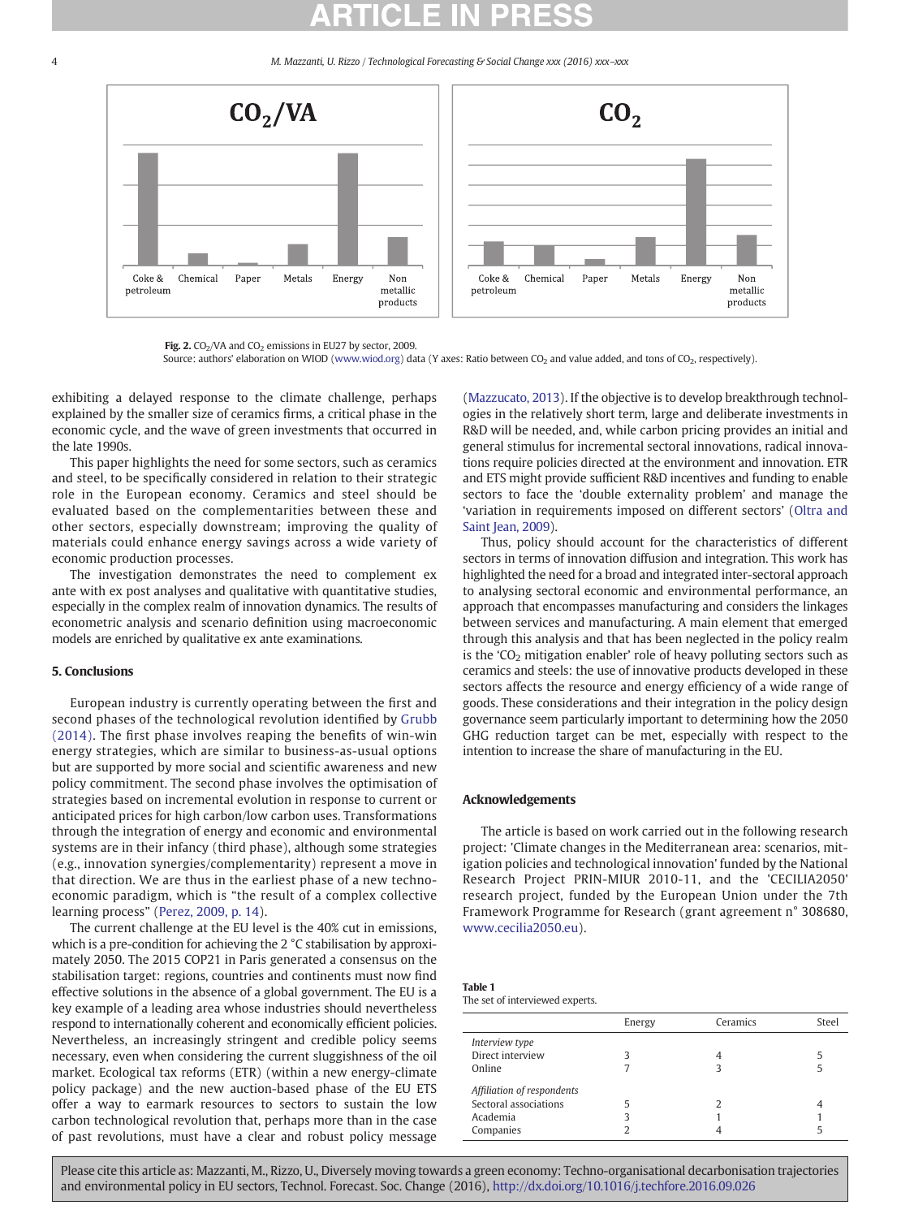**Fig. 2.** $CO_2$/VA and $CO_2$ emissions in EU27 by sector, 2009.
Source: authors' elaboration on WIOD (www.wiod.org) data (Y axes: Ratio between $CO_2$ and value added, and tons of $CO_2$, respectively).

exhibiting a delayed response to the climate challenge, perhaps explained by the smaller size of ceramics firms, a critical phase in the economic cycle, and the wave of green investments that occurred in the late 1990s.

This paper highlights the need for some sectors, such as ceramics and steel, to be specifically considered in relation to their strategic role in the European economy. Ceramics and steel should be evaluated based on the complementarities between these and other sectors, especially downstream; improving the quality of materials could enhance energy savings across a wide variety of economic production processes.

The investigation demonstrates the need to complement ex ante with ex post analyses and qualitative with quantitative studies, especially in the complex realm of innovation dynamics. The results of econometric analysis and scenario definition using macroeconomic models are enriched by qualitative ex ante examinations.

## 5. Conclusions

European industry is currently operating between the first and second phases of the technological revolution identified by Grubb (2014). The first phase involves reaping the benefits of win-win energy strategies, which are similar to business-as-usual options but are supported by more social and scientific awareness and new policy commitment. The second phase involves the optimisation of strategies based on incremental evolution in response to current or anticipated prices for high carbon/low carbon uses. Transformations through the integration of energy and economic and environmental systems are in their infancy (third phase), although some strategies (e.g., innovation synergies/complementarity) represent a move in that direction. We are thus in the earliest phase of a new techno-economic paradigm, which is "the result of a complex collective learning process" (Perez, 2009, p. 14).

The current challenge at the EU level is the 40% cut in emissions, which is a pre-condition for achieving the 2 °C stabilisation by approximately 2050. The 2015 COP21 in Paris generated a consensus on the stabilisation target: regions, countries and continents must now find effective solutions in the absence of a global government. The EU is a key example of a leading area whose industries should nevertheless respond to internationally coherent and economically efficient policies. Nevertheless, an increasingly stringent and credible policy seems necessary, even when considering the current sluggishness of the oil market. Ecological tax reforms (ETR) (within a new energy-climate policy package) and the new auction-based phase of the EU ETS offer a way to earmark resources to sectors to sustain the low carbon technological revolution that, perhaps more than in the case of past revolutions, must have a clear and robust policy message (Mazzucato, 2013). If the objective is to develop breakthrough technologies in the relatively short term, large and deliberate investments in R&D will be needed, and, while carbon pricing provides an initial and general stimulus for incremental sectoral innovations, radical innovations require policies directed at the environment and innovation. ETR and ETS might provide sufficient R&D incentives and funding to enable sectors to face the 'double externality problem' and manage the 'variation in requirements imposed on different sectors' (Oltra and Saint Jean, 2009).

Thus, policy should account for the characteristics of different sectors in terms of innovation diffusion and integration. This work has highlighted the need for a broad and integrated inter-sectoral approach to analysing sectoral economic and environmental performance, an approach that encompasses manufacturing and considers the linkages between services and manufacturing. A main element that emerged through this analysis and that has been neglected in the policy realm is the '$CO_2$ mitigation enabler' role of heavy polluting sectors such as ceramics and steels: the use of innovative products developed in these sectors affects the resource and energy efficiency of a wide range of goods. These considerations and their integration in the policy design governance seem particularly important to determining how the 2050 GHG reduction target can be met, especially with respect to the intention to increase the share of manufacturing in the EU.

## Acknowledgements

The article is based on work carried out in the following research project: 'Climate changes in the Mediterranean area: scenarios, mitigation policies and technological innovation' funded by the National Research Project PRIN-MIUR 2010-11, and the 'CECILIA2050' research project, funded by the European Union under the 7th Framework Programme for Research (grant agreement n° 308680, www.cecilia2050.eu).

**Table 1**
The set of interviewed experts.

| | Energy | Ceramics | Steel |
|---|---|---|---|
| *Interview type* | | | |
| Direct interview | 3 | 4 | 5 |
| Online | 7 | 3 | 5 |
| *Affiliation of respondents* | | | |
| Sectoral associations | 5 | 2 | 4 |
| Academia | 3 | 1 | 1 |
| Companies | 2 | 4 | 5 |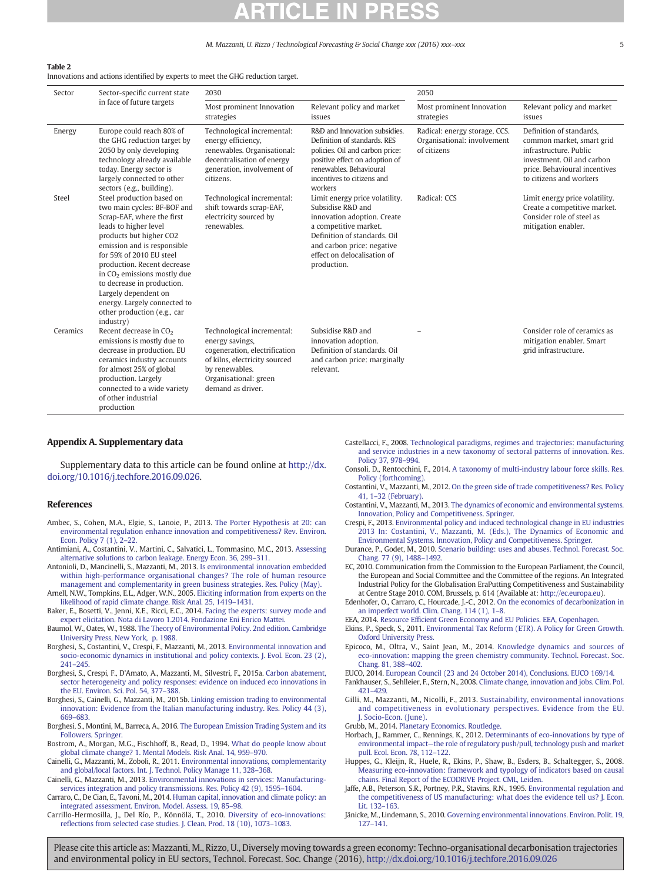**Table 2**
Innovations and actions identified by experts to meet the GHG reduction target.

| Sector | Sector-specific current state in face of future targets | 2030 | | 2050 | |
|---|---|---|---|---|---|
| | | Most prominent Innovation strategies | Relevant policy and market issues | Most prominent Innovation strategies | Relevant policy and market issues |
| Energy | Europe could reach 80% of the GHG reduction target by 2050 by only developing technology already available today. Energy sector is largely connected to other sectors (e.g., building). | Technological incremental: energy efficiency, renewables. Organisational: decentralisation of energy generation, involvement of citizens. | R&D and Innovation subsidies. Definition of standards. RES policies. Oil and carbon price: positive effect on adoption of renewables. Behavioural incentives to citizens and workers | Radical: energy storage, CCS. Organisational: involvement of citizens | Definition of standards, common market, smart grid infrastructure. Public investment. Oil and carbon price. Behavioural incentives to citizens and workers |
| Steel | Steel production based on two main cycles: BF-BOF and Scrap-EAF, where the first leads to higher level products but higher CO2 emission and is responsible for 59% of 2010 EU steel production. Recent decrease in $CO_2$ emissions mostly due to decrease in production. Largely dependent on energy. Largely connected to other production (e.g., car industry) | Technological incremental: shift towards scrap-EAF, electricity sourced by renewables. | Limit energy price volatility. Subsidise R&D and innovation adoption. Create a competitive market. Definition of standards. Oil and carbon price: negative effect on delocalisation of production. | Radical: CCS | Limit energy price volatility. Create a competitive market. Consider role of steel as mitigation enabler. |
| Ceramics | Recent decrease in $CO_2$ emissions is mostly due to decrease in production. EU ceramics industry accounts for almost 25% of global production. Largely connected to a wide variety of other industrial production | Technological incremental: energy savings, cogeneration, electrification of kilns, electricity sourced by renewables. Organisational: green demand as driver. | Subsidise R&D and innovation adoption. Definition of standards. Oil and carbon price: marginally relevant. | – | Consider role of ceramics as mitigation enabler. Smart grid infrastructure. |

## Appendix A. Supplementary data

Supplementary data to this article can be found online at http://dx.doi.org/10.1016/j.techfore.2016.09.026.

## References

Ambec, S., Cohen, M.A., Elgie, S., Lanoie, P., 2013. The Porter Hypothesis at 20: can environmental regulation enhance innovation and competitiveness? Rev. Environ. Econ. Policy 7 (1), 2–22.

Antimiani, A., Costantini, V., Martini, C., Salvatici, L., Tommasino, M.C., 2013. Assessing alternative solutions to carbon leakage. Energy Econ. 36, 299–311.

Antonioli, D., Mancinelli, S., Mazzanti, M., 2013. Is environmental innovation embedded within high-performance organisational changes? The role of human resource management and complementarity in green business strategies. Res. Policy (May).

Arnell, N.W., Tompkins, E.L., Adger, W.N., 2005. Eliciting information from experts on the likelihood of rapid climate change. Risk Anal. 25, 1419–1431.

Baker, E., Bosetti, V., Jenni, K.E., Ricci, E.C., 2014. Facing the experts: survey mode and expert elicitation. Nota di Lavoro 1.2014. Fondazione Eni Enrico Mattei.

Baumol, W., Oates, W., 1988. The Theory of Environmental Policy. 2nd edition. Cambridge University Press, New York, p. 1988.

Borghesi, S., Costantini, V., Crespi, F., Mazzanti, M., 2013. Environmental innovation and socio-economic dynamics in institutional and policy contexts. J. Evol. Econ. 23 (2), 241–245.

Borghesi, S., Crespi, F., D'Amato, A., Mazzanti, M., Silvestri, F., 2015a. Carbon abatement, sector heterogeneity and policy responses: evidence on induced eco innovations in the EU. Environ. Sci. Pol. 54, 377–388.

Borghesi, S., Cainelli, G., Mazzanti, M., 2015b. Linking emission trading to environmental innovation: Evidence from the Italian manufacturing industry. Res. Policy 44 (3), 669–683.

Borghesi, S., Montini, M., Barreca, A., 2016. The European Emission Trading System and its Followers. Springer.

Bostrom, A., Morgan, M.G., Fischhoff, B., Read, D., 1994. What do people know about global climate change? 1. Mental Models. Risk Anal. 14, 959–970.

Cainelli, G., Mazzanti, M., Zoboli, R., 2011. Environmental innovations, complementarity and global/local factors. Int. J. Technol. Policy Manage 11, 328–368.

Cainelli, G., Mazzanti, M., 2013. Environmental innovations in services: Manufacturing-services integration and policy transmissions. Res. Policy 42 (9), 1595–1604.

Carraro, C., De Cian, E., Tavoni, M., 2014. Human capital, innovation and climate policy: an integrated assessment. Environ. Model. Assess. 19, 85–98.

Carrillo-Hermosilla, J., Del Río, P., Könnölä, T., 2010. Diversity of eco-innovations: reflections from selected case studies. J. Clean. Prod. 18 (10), 1073–1083.

Castellacci, F., 2008. Technological paradigms, regimes and trajectories: manufacturing and service industries in a new taxonomy of sectoral patterns of innovation. Res. Policy 37, 978–994.

Consoli, D., Rentocchini, F., 2014. A taxonomy of multi-industry labour force skills. Res. Policy (forthcoming).

Costantini, V., Mazzanti, M., 2012. On the green side of trade competitiveness? Res. Policy 41, 1–32 (February).

Costantini, V., Mazzanti, M., 2013. The dynamics of economic and environmental systems. Innovation, Policy and Competitiveness. Springer.

Crespi, F., 2013. Environmental policy and induced technological change in EU industries 2013 In: Costantini, V., Mazzanti, M. (Eds.), The Dynamics of Economic and Environmental Systems. Innovation, Policy and Competitiveness. Springer.

Durance, P., Godet, M., 2010. Scenario building: uses and abuses. Technol. Forecast. Soc. Chang. 77 (9), 1488–1492.

EC, 2010. Communication from the Commission to the European Parliament, the Council, the European and Social Committee and the Committee of the regions. An Integrated Industrial Policy for the Globalisation EraPutting Competitiveness and Sustainability at Centre Stage 2010. COM, Brussels, p. 614 (Available at: http://ec.europa.eu).

Edenhofer, O., Carraro, C., Hourcade, J.-C., 2012. On the economics of decarbonization in an imperfect world. Clim. Chang. 114 (1), 1–8.

EEA, 2014. Resource Efficient Green Economy and EU Policies. EEA, Copenhagen.

Ekins, P., Speck, S., 2011. Environmental Tax Reform (ETR). A Policy for Green Growth. Oxford University Press.

Epicoco, M., Oltra, V., Saint Jean, M., 2014. Knowledge dynamics and sources of eco-innovation: mapping the green chemistry community. Technol. Forecast. Soc. Chang. 81, 388–402.

EUCO, 2014. European Council (23 and 24 October 2014), Conclusions. EUCO 169/14.

Fankhauser, S., Sehlleier, F., Stern, N., 2008. Climate change, innovation and jobs. Clim. Pol. 421–429.

Gilli, M., Mazzanti, M., Nicolli, F., 2013. Sustainability, environmental innovations and competitiveness in evolutionary perspectives. Evidence from the EU. J. Socio-Econ. (June).

Grubb, M., 2014. Planetary Economics. Routledge.

Horbach, J., Rammer, C., Rennings, K., 2012. Determinants of eco-innovations by type of environmental impact—the role of regulatory push/pull, technology push and market pull. Ecol. Econ. 78, 112–122.

Huppes, G., Kleijn, R., Huele, R., Ekins, P., Shaw, B., Esders, B., Schaltegger, S., 2008. Measuring eco-innovation: framework and typology of indicators based on causal chains. Final Report of the ECODRIVE Project. CML, Leiden.

Jaffe, A.B., Peterson, S.R., Portney, P.R., Stavins, R.N., 1995. Environmental regulation and the competitiveness of US manufacturing: what does the evidence tell us? J. Econ. Lit. 132–163.

Jänicke, M., Lindemann, S., 2010. Governing environmental innovations. Environ. Polit. 19, 127–141.

Please cite this article as: Mazzanti, M., Rizzo, U., Diversely moving towards a green economy: Techno-organisational decarbonisation trajectories and environmental policy in EU sectors, Technol. Forecast. Soc. Change (2016), http://dx.doi.org/10.1016/j.techfore.2016.09.026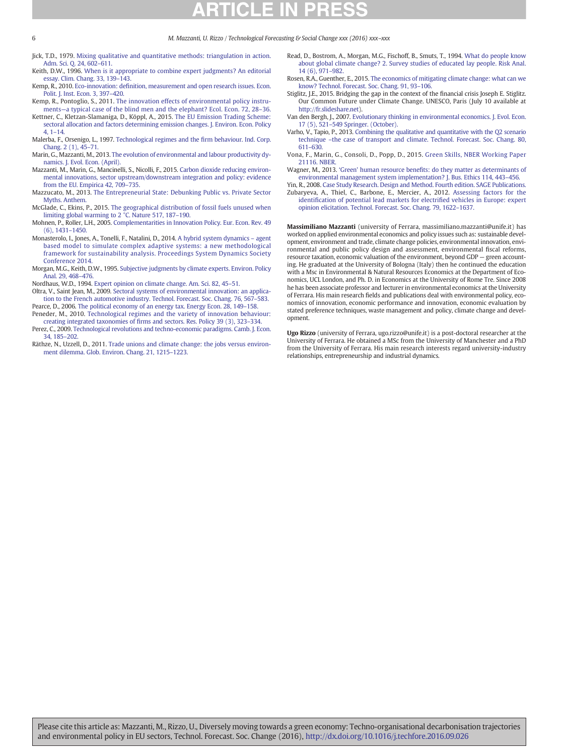Jick, T.D., 1979. Mixing qualitative and quantitative methods: triangulation in action. Adm. Sci. Q. 24, 602–611.

Keith, D.W., 1996. When is it appropriate to combine expert judgments? An editorial essay. Clim. Chang. 33, 139–143.

Kemp, R., 2010. Eco-innovation: definition, measurement and open research issues. Econ. Polit. J. Inst. Econ. 3, 397–420.

Kemp, R., Pontoglio, S., 2011. The innovation effects of environmental policy instruments—a typical case of the blind men and the elephant? Ecol. Econ. 72, 28–36.

Kettner, C., Kletzan-Slamaniga, D., Köppl, A., 2015. The EU Emission Trading Scheme: sectoral allocation and factors determining emission changes. J. Environ. Econ. Policy 4, 1–14.

Malerba, F., Orsenigo, L., 1997. Technological regimes and the firm behaviour. Ind. Corp. Chang. 2 (1), 45–71.

Marin, G., Mazzanti, M., 2013. The evolution of environmental and labour productivity dynamics. J. Evol. Econ. (April).

Mazzanti, M., Marin, G., Mancinelli, S., Nicolli, F., 2015. Carbon dioxide reducing environmental innovations, sector upstream/downstream integration and policy: evidence from the EU. Empirica 42, 709–735.

Mazzucato, M., 2013. The Entrepreneurial State: Debunking Public vs. Private Sector Myths. Anthem.

McGlade, C., Ekins, P., 2015. The geographical distribution of fossil fuels unused when limiting global warming to 2 °C. Nature 517, 187–190.

Mohnen, P., Roller, L.H., 2005. Complementarities in Innovation Policy. Eur. Econ. Rev. 49 (6), 1431–1450.

Monasterolo, I., Jones, A., Tonelli, F., Natalini, D., 2014. A hybrid system dynamics – agent based model to simulate complex adaptive systems: a new methodological framework for sustainability analysis. Proceedings System Dynamics Society Conference 2014.

Morgan, M.G., Keith, D.W., 1995. Subjective judgments by climate experts. Environ. Policy Anal. 29, 468–476.

Nordhaus, W.D., 1994. Expert opinion on climate change. Am. Sci. 82, 45–51.

Oltra, V., Saint Jean, M., 2009. Sectoral systems of environmental innovation: an application to the French automotive industry. Technol. Forecast. Soc. Chang. 76, 567–583.

Pearce, D., 2006. The political economy of an energy tax. Energy Econ. 28, 149–158.

Peneder, M., 2010. Technological regimes and the variety of innovation behaviour: creating integrated taxonomies of firms and sectors. Res. Policy 39 (3), 323–334.

Perez, C., 2009. Technological revolutions and techno-economic paradigms. Camb. J. Econ. 34, 185–202.

Räthze, N., Uzzell, D., 2011. Trade unions and climate change: the jobs versus environment dilemma. Glob. Environ. Chang. 21, 1215–1223.

Read, D., Bostrom, A., Morgan, M.G., Fischoff, B., Smuts, T., 1994. What do people know about global climate change? 2. Survey studies of educated lay people. Risk Anal. 14 (6), 971–982.

Rosen, R.A., Guenther, E., 2015. The economics of mitigating climate change: what can we know? Technol. Forecast. Soc. Chang. 91, 93–106.

Stiglitz, J.E., 2015. Bridging the gap in the context of the financial crisis Joseph E. Stiglitz. Our Common Future under Climate Change. UNESCO, Paris (July 10 available at http://fr.slideshare.net).

Van den Bergh, J., 2007. Evolutionary thinking in environmental economics. J. Evol. Econ. 17 (5), 521–549 Springer. (October).

Varho, V., Tapio, P., 2013. Combining the qualitative and quantitative with the Q2 scenario technique –the case of transport and climate. Technol. Forecast. Soc. Chang. 80, 611–630.

Vona, F., Marin, G., Consoli, D., Popp, D., 2015. Green Skills, NBER Working Paper 21116. NBER.

Wagner, M., 2013. 'Green' human resource benefits: do they matter as determinants of environmental management system implementation? J. Bus. Ethics 114, 443–456.

Yin, R., 2008. Case Study Research. Design and Method. Fourth edition. SAGE Publications.

Zubaryeva, A., Thiel, C., Barbone, E., Mercier, A., 2012. Assessing factors for the identification of potential lead markets for electrified vehicles in Europe: expert opinion elicitation. Technol. Forecast. Soc. Chang. 79, 1622–1637.

**Massimiliano Mazzanti** (university of Ferrara, massimiliano.mazzanti@unife.it) has worked on applied environmental economics and policy issues such as: sustainable development, environment and trade, climate change policies, environmental innovation, environmental and public policy design and assessment, environmental fiscal reforms, resource taxation, economic valuation of the environment, beyond GDP — green accounting. He graduated at the University of Bologna (Italy) then he continued the education with a Msc in Environmental & Natural Resources Economics at the Department of Economics, UCL London, and Ph. D. in Economics at the University of Rome Tre. Since 2008 he has been associate professor and lecturer in environmental economics at the University of Ferrara. His main research fields and publications deal with environmental policy, economics of innovation, economic performance and innovation, economic evaluation by stated preference techniques, waste management and policy, climate change and development.

**Ugo Rizzo** (university of Ferrara, ugo.rizzo@unife.it) is a post-doctoral researcher at the University of Ferrara. He obtained a MSc from the University of Manchester and a PhD from the University of Ferrara. His main research interests regard university-industry relationships, entrepreneurship and industrial dynamics.